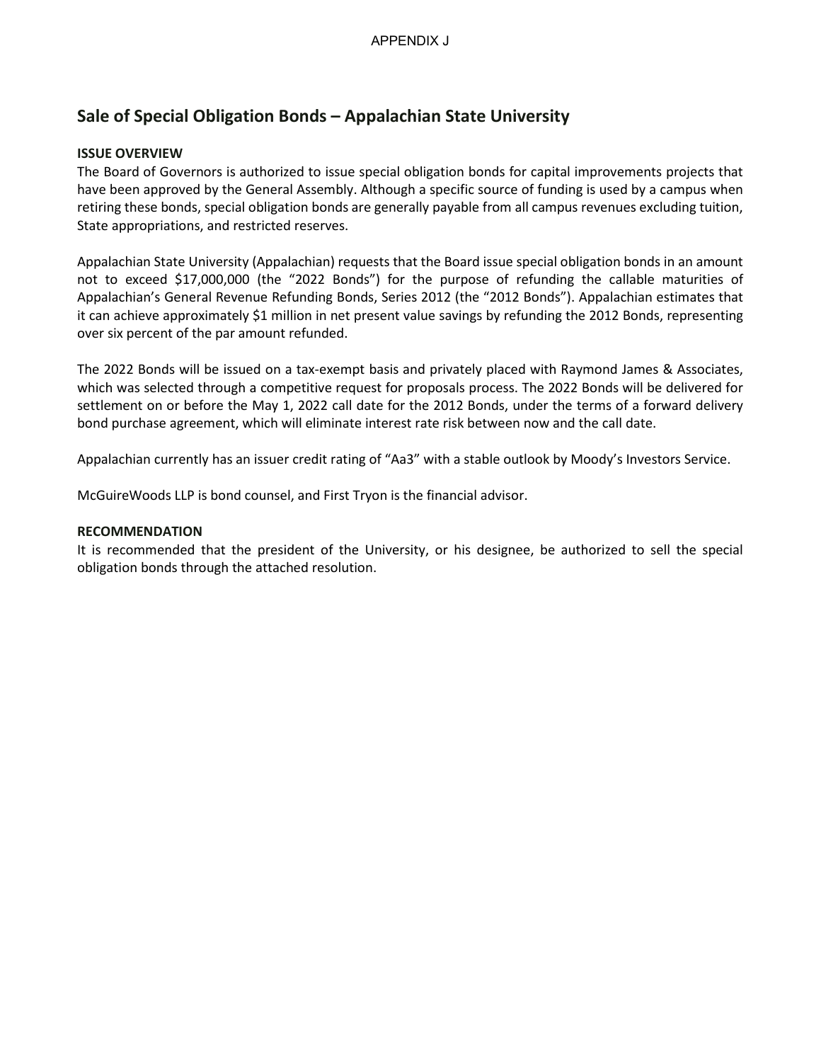APPENDIX J

## Sale of Special Obligation Bonds – Appalachian State University

**ISSUE OVERVIEW**

The Board of Governors is authorized to issue special obligation bonds for capital improvements projects that have been approved by the General Assembly. Although a specific source of funding is used by a campus when retiring these bonds, special obligation bonds are generally payable from all campus revenues excluding tuition, State appropriations, and restricted reserves.

Appalachian State University (Appalachian) requests that the Board issue special obligation bonds in an amount not to exceed $17,000,000 (the "2022 Bonds") for the purpose of refunding the callable maturities of Appalachian's General Revenue Refunding Bonds, Series 2012 (the "2012 Bonds"). Appalachian estimates that it can achieve approximately $1 million in net present value savings by refunding the 2012 Bonds, representing over six percent of the par amount refunded.

The 2022 Bonds will be issued on a tax-exempt basis and privately placed with Raymond James & Associates, which was selected through a competitive request for proposals process. The 2022 Bonds will be delivered for settlement on or before the May 1, 2022 call date for the 2012 Bonds, under the terms of a forward delivery bond purchase agreement, which will eliminate interest rate risk between now and the call date.

Appalachian currently has an issuer credit rating of "Aa3" with a stable outlook by Moody's Investors Service.

McGuireWoods LLP is bond counsel, and First Tryon is the financial advisor.

**RECOMMENDATION**

It is recommended that the president of the University, or his designee, be authorized to sell the special obligation bonds through the attached resolution.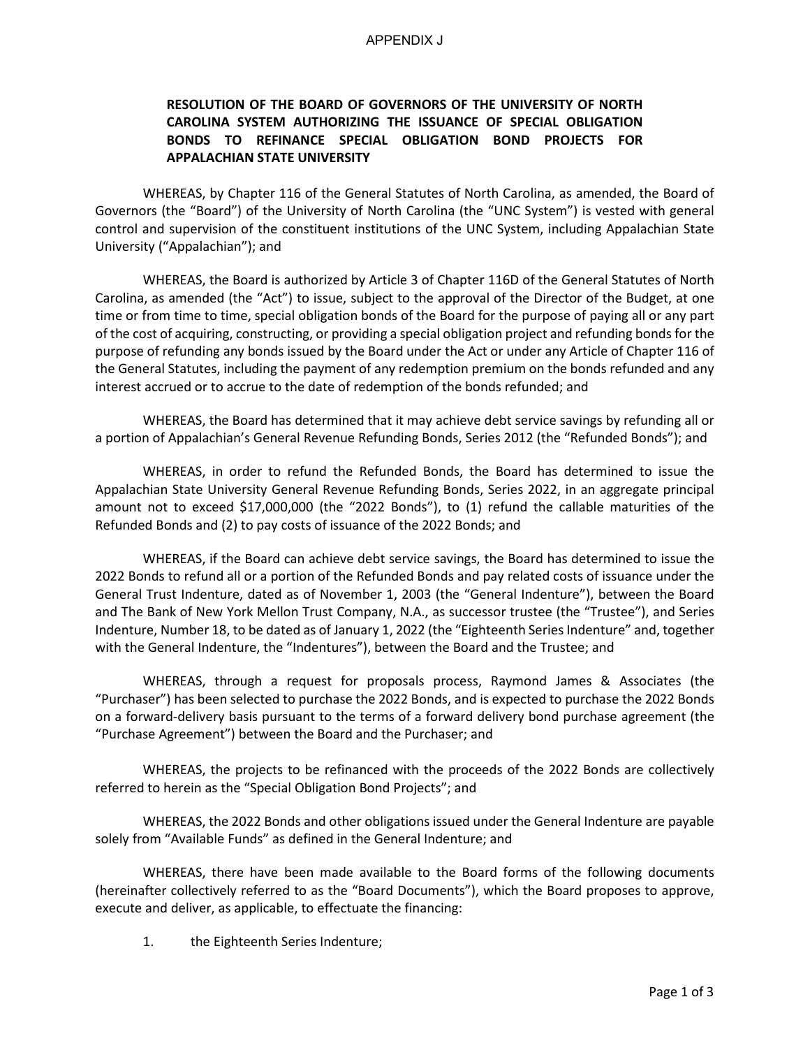APPENDIX J

**RESOLUTION OF THE BOARD OF GOVERNORS OF THE UNIVERSITY OF NORTH CAROLINA SYSTEM AUTHORIZING THE ISSUANCE OF SPECIAL OBLIGATION BONDS TO REFINANCE SPECIAL OBLIGATION BOND PROJECTS FOR APPALACHIAN STATE UNIVERSITY**

WHEREAS, by Chapter 116 of the General Statutes of North Carolina, as amended, the Board of Governors (the "Board") of the University of North Carolina (the "UNC System") is vested with general control and supervision of the constituent institutions of the UNC System, including Appalachian State University ("Appalachian"); and

WHEREAS, the Board is authorized by Article 3 of Chapter 116D of the General Statutes of North Carolina, as amended (the "Act") to issue, subject to the approval of the Director of the Budget, at one time or from time to time, special obligation bonds of the Board for the purpose of paying all or any part of the cost of acquiring, constructing, or providing a special obligation project and refunding bonds for the purpose of refunding any bonds issued by the Board under the Act or under any Article of Chapter 116 of the General Statutes, including the payment of any redemption premium on the bonds refunded and any interest accrued or to accrue to the date of redemption of the bonds refunded; and

WHEREAS, the Board has determined that it may achieve debt service savings by refunding all or a portion of Appalachian's General Revenue Refunding Bonds, Series 2012 (the "Refunded Bonds"); and

WHEREAS, in order to refund the Refunded Bonds, the Board has determined to issue the Appalachian State University General Revenue Refunding Bonds, Series 2022, in an aggregate principal amount not to exceed $17,000,000 (the "2022 Bonds"), to (1) refund the callable maturities of the Refunded Bonds and (2) to pay costs of issuance of the 2022 Bonds; and

WHEREAS, if the Board can achieve debt service savings, the Board has determined to issue the 2022 Bonds to refund all or a portion of the Refunded Bonds and pay related costs of issuance under the General Trust Indenture, dated as of November 1, 2003 (the "General Indenture"), between the Board and The Bank of New York Mellon Trust Company, N.A., as successor trustee (the "Trustee"), and Series Indenture, Number 18, to be dated as of January 1, 2022 (the "Eighteenth Series Indenture" and, together with the General Indenture, the "Indentures"), between the Board and the Trustee; and

WHEREAS, through a request for proposals process, Raymond James & Associates (the "Purchaser") has been selected to purchase the 2022 Bonds, and is expected to purchase the 2022 Bonds on a forward-delivery basis pursuant to the terms of a forward delivery bond purchase agreement (the "Purchase Agreement") between the Board and the Purchaser; and

WHEREAS, the projects to be refinanced with the proceeds of the 2022 Bonds are collectively referred to herein as the "Special Obligation Bond Projects"; and

WHEREAS, the 2022 Bonds and other obligations issued under the General Indenture are payable solely from "Available Funds" as defined in the General Indenture; and

WHEREAS, there have been made available to the Board forms of the following documents (hereinafter collectively referred to as the "Board Documents"), which the Board proposes to approve, execute and deliver, as applicable, to effectuate the financing:

1. the Eighteenth Series Indenture;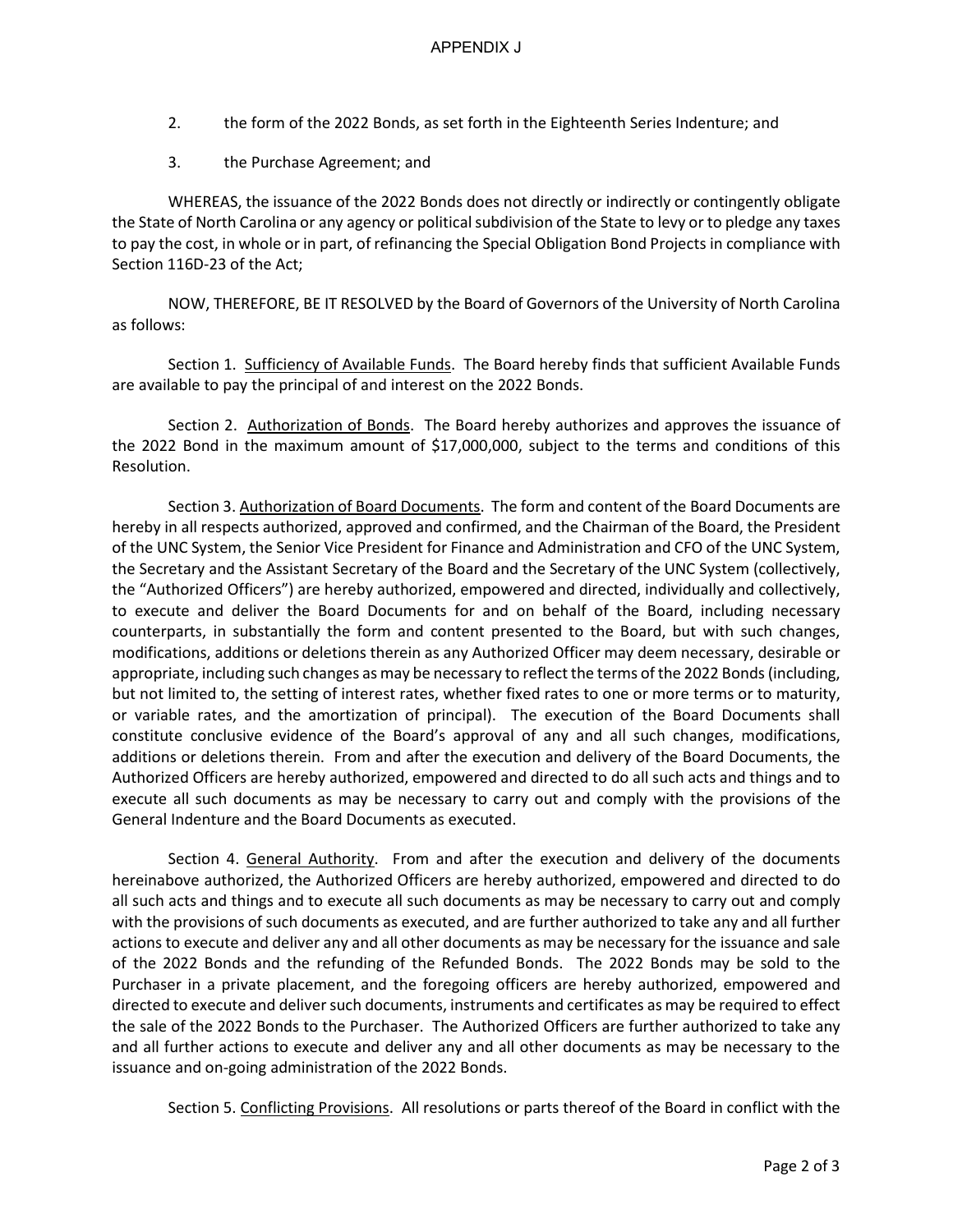2. the form of the 2022 Bonds, as set forth in the Eighteenth Series Indenture; and

3. the Purchase Agreement; and

WHEREAS, the issuance of the 2022 Bonds does not directly or indirectly or contingently obligate the State of North Carolina or any agency or political subdivision of the State to levy or to pledge any taxes to pay the cost, in whole or in part, of refinancing the Special Obligation Bond Projects in compliance with Section 116D-23 of the Act;

NOW, THEREFORE, BE IT RESOLVED by the Board of Governors of the University of North Carolina as follows:

Section 1. Sufficiency of Available Funds. The Board hereby finds that sufficient Available Funds are available to pay the principal of and interest on the 2022 Bonds.

Section 2. Authorization of Bonds. The Board hereby authorizes and approves the issuance of the 2022 Bond in the maximum amount of $17,000,000, subject to the terms and conditions of this Resolution.

Section 3. Authorization of Board Documents. The form and content of the Board Documents are hereby in all respects authorized, approved and confirmed, and the Chairman of the Board, the President of the UNC System, the Senior Vice President for Finance and Administration and CFO of the UNC System, the Secretary and the Assistant Secretary of the Board and the Secretary of the UNC System (collectively, the "Authorized Officers") are hereby authorized, empowered and directed, individually and collectively, to execute and deliver the Board Documents for and on behalf of the Board, including necessary counterparts, in substantially the form and content presented to the Board, but with such changes, modifications, additions or deletions therein as any Authorized Officer may deem necessary, desirable or appropriate, including such changes as may be necessary to reflect the terms of the 2022 Bonds (including, but not limited to, the setting of interest rates, whether fixed rates to one or more terms or to maturity, or variable rates, and the amortization of principal). The execution of the Board Documents shall constitute conclusive evidence of the Board's approval of any and all such changes, modifications, additions or deletions therein. From and after the execution and delivery of the Board Documents, the Authorized Officers are hereby authorized, empowered and directed to do all such acts and things and to execute all such documents as may be necessary to carry out and comply with the provisions of the General Indenture and the Board Documents as executed.

Section 4. General Authority. From and after the execution and delivery of the documents hereinabove authorized, the Authorized Officers are hereby authorized, empowered and directed to do all such acts and things and to execute all such documents as may be necessary to carry out and comply with the provisions of such documents as executed, and are further authorized to take any and all further actions to execute and deliver any and all other documents as may be necessary for the issuance and sale of the 2022 Bonds and the refunding of the Refunded Bonds. The 2022 Bonds may be sold to the Purchaser in a private placement, and the foregoing officers are hereby authorized, empowered and directed to execute and deliver such documents, instruments and certificates as may be required to effect the sale of the 2022 Bonds to the Purchaser. The Authorized Officers are further authorized to take any and all further actions to execute and deliver any and all other documents as may be necessary to the issuance and on-going administration of the 2022 Bonds.

Section 5. Conflicting Provisions. All resolutions or parts thereof of the Board in conflict with the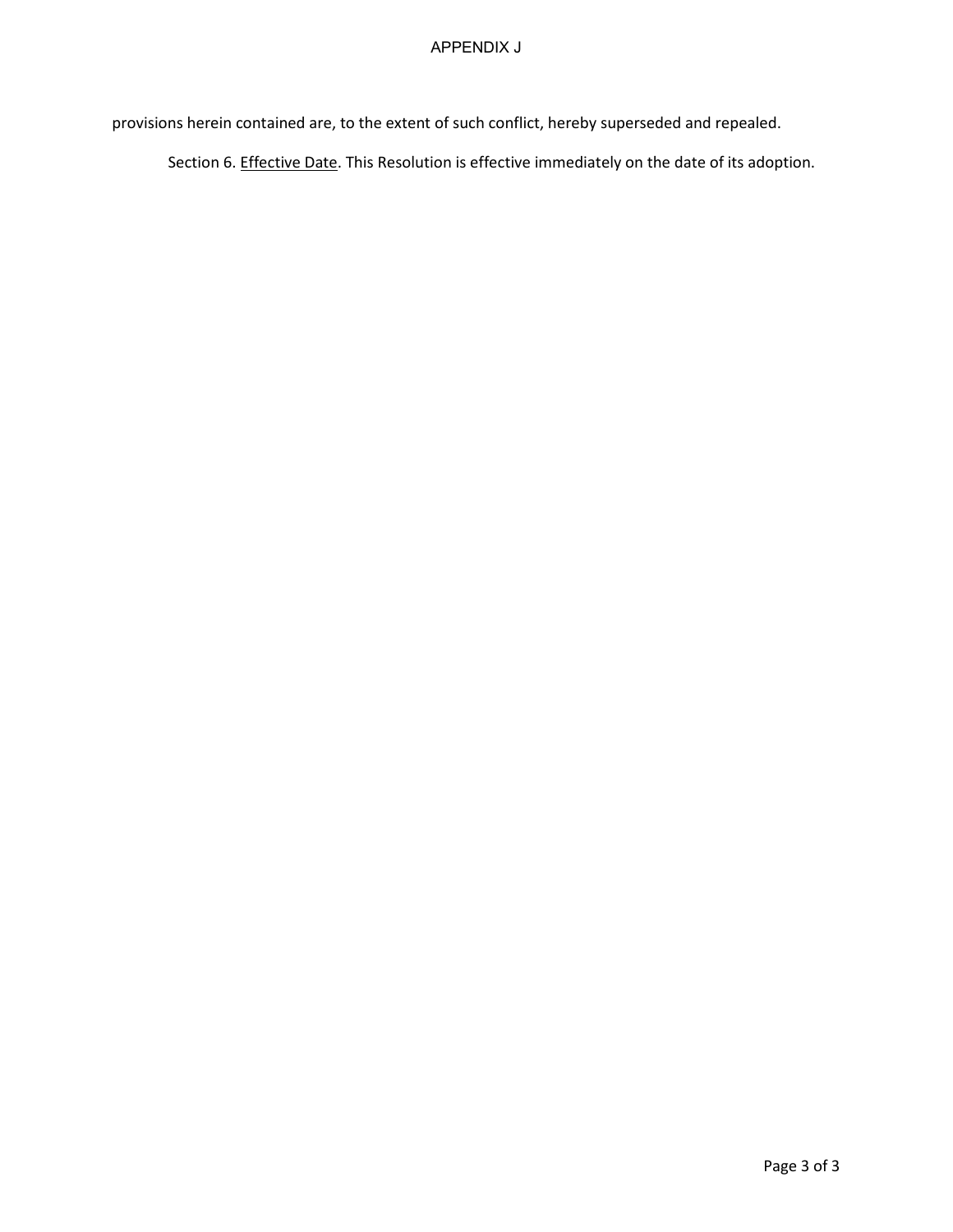provisions herein contained are, to the extent of such conflict, hereby superseded and repealed.

Section 6. Effective Date. This Resolution is effective immediately on the date of its adoption.